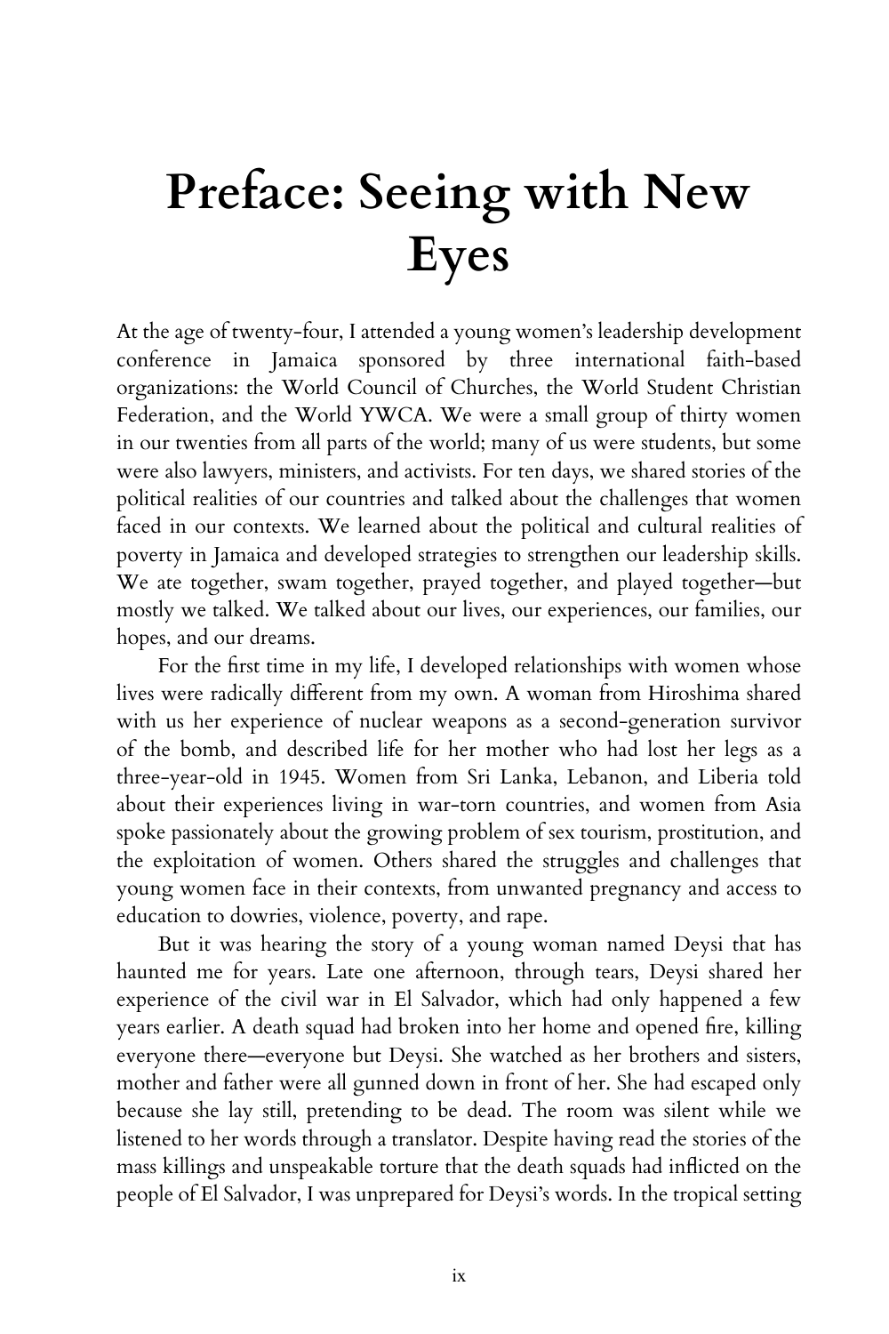# Preface: Seeing with New Eyes

At the age of twenty-four, I attended a young women's leadership development conference in Jamaica sponsored by three international faith-based organizations: the World Council of Churches, the World Student Christian Federation, and the World YWCA. We were a small group of thirty women in our twenties from all parts of the world; many of us were students, but some were also lawyers, ministers, and activists. For ten days, we shared stories of the political realities of our countries and talked about the challenges that women faced in our contexts. We learned about the political and cultural realities of poverty in Jamaica and developed strategies to strengthen our leadership skills. We ate together, swam together, prayed together, and played together—but mostly we talked. We talked about our lives, our experiences, our families, our hopes, and our dreams.

For the first time in my life, I developed relationships with women whose lives were radically different from my own. A woman from Hiroshima shared with us her experience of nuclear weapons as a second-generation survivor of the bomb, and described life for her mother who had lost her legs as a three-year-old in 1945. Women from Sri Lanka, Lebanon, and Liberia told about their experiences living in war-torn countries, and women from Asia spoke passionately about the growing problem of sex tourism, prostitution, and the exploitation of women. Others shared the struggles and challenges that young women face in their contexts, from unwanted pregnancy and access to education to dowries, violence, poverty, and rape.

But it was hearing the story of a young woman named Deysi that has haunted me for years. Late one afternoon, through tears, Deysi shared her experience of the civil war in El Salvador, which had only happened a few years earlier. A death squad had broken into her home and opened fire, killing everyone there—everyone but Deysi. She watched as her brothers and sisters, mother and father were all gunned down in front of her. She had escaped only because she lay still, pretending to be dead. The room was silent while we listened to her words through a translator. Despite having read the stories of the mass killings and unspeakable torture that the death squads had inflicted on the people of El Salvador, I was unprepared for Deysi's words. In the tropical setting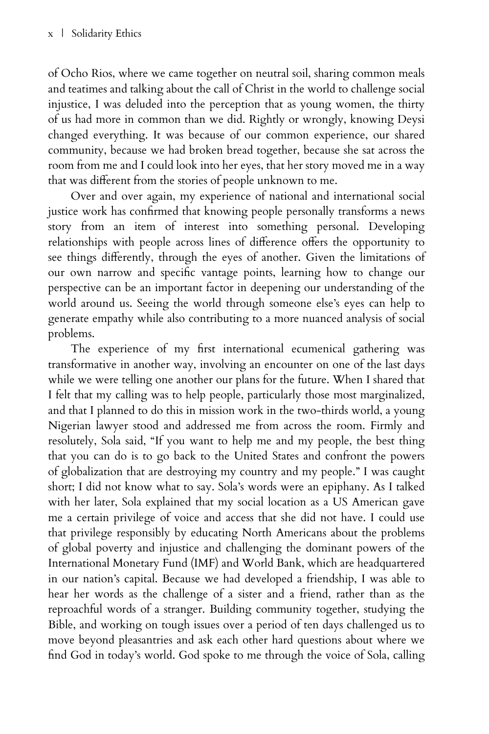of Ocho Rios, where we came together on neutral soil, sharing common meals and teatimes and talking about the call of Christ in the world to challenge social injustice, I was deluded into the perception that as young women, the thirty of us had more in common than we did. Rightly or wrongly, knowing Deysi changed everything. It was because of our common experience, our shared community, because we had broken bread together, because she sat across the room from me and I could look into her eyes, that her story moved me in a way that was different from the stories of people unknown to me.

Over and over again, my experience of national and international social justice work has confirmed that knowing people personally transforms a news story from an item of interest into something personal. Developing relationships with people across lines of difference offers the opportunity to see things differently, through the eyes of another. Given the limitations of our own narrow and specific vantage points, learning how to change our perspective can be an important factor in deepening our understanding of the world around us. Seeing the world through someone else's eyes can help to generate empathy while also contributing to a more nuanced analysis of social problems.

The experience of my first international ecumenical gathering was transformative in another way, involving an encounter on one of the last days while we were telling one another our plans for the future. When I shared that I felt that my calling was to help people, particularly those most marginalized, and that I planned to do this in mission work in the two-thirds world, a young Nigerian lawyer stood and addressed me from across the room. Firmly and resolutely, Sola said, "If you want to help me and my people, the best thing that you can do is to go back to the United States and confront the powers of globalization that are destroying my country and my people." I was caught short; I did not know what to say. Sola's words were an epiphany. As I talked with her later, Sola explained that my social location as a US American gave me a certain privilege of voice and access that she did not have. I could use that privilege responsibly by educating North Americans about the problems of global poverty and injustice and challenging the dominant powers of the International Monetary Fund (IMF) and World Bank, which are headquartered in our nation's capital. Because we had developed a friendship, I was able to hear her words as the challenge of a sister and a friend, rather than as the reproachful words of a stranger. Building community together, studying the Bible, and working on tough issues over a period of ten days challenged us to move beyond pleasantries and ask each other hard questions about where we find God in today's world. God spoke to me through the voice of Sola, calling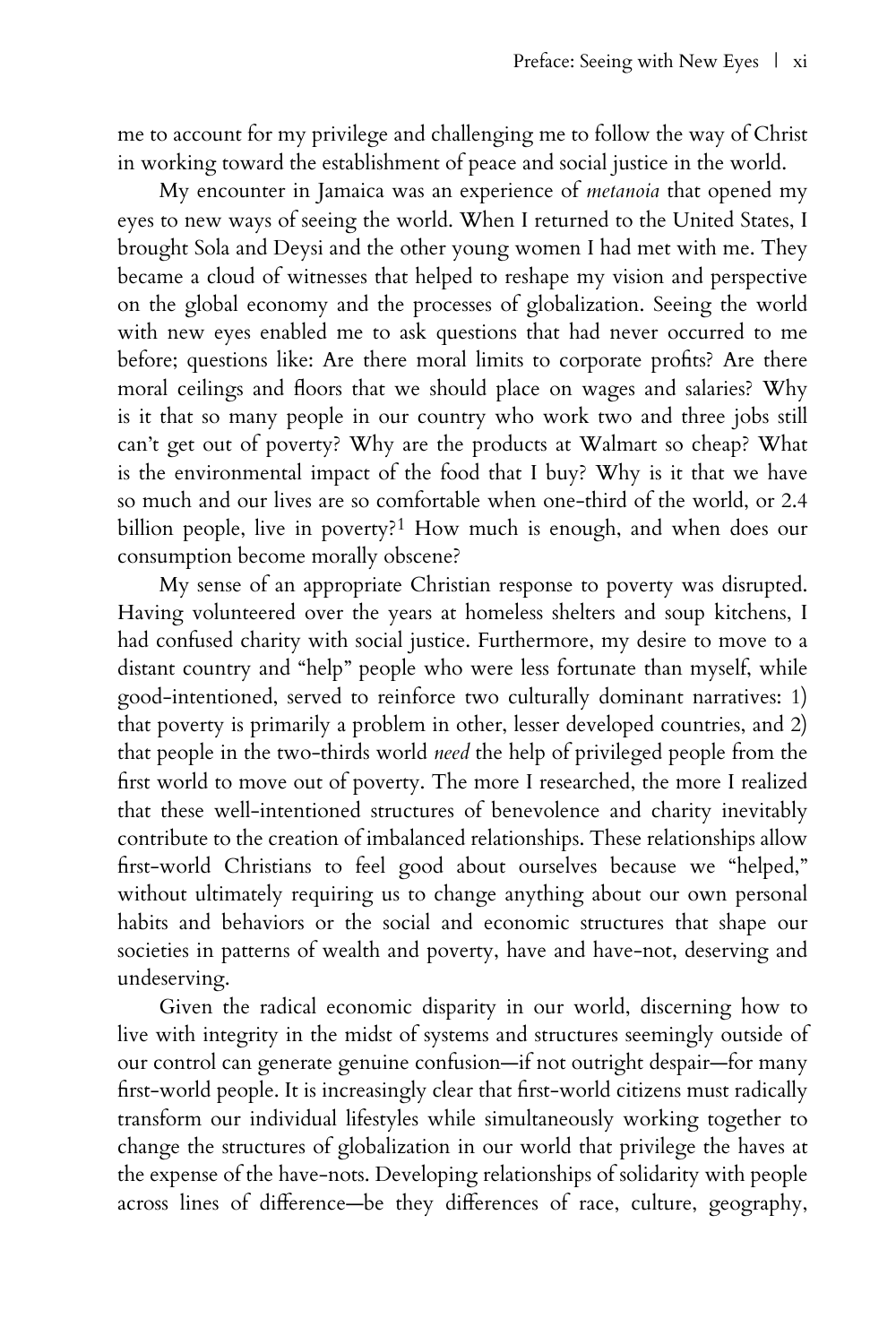me to account for my privilege and challenging me to follow the way of Christ in working toward the establishment of peace and social justice in the world.

My encounter in Jamaica was an experience of *metanoia* that opened my eyes to new ways of seeing the world. When I returned to the United States, I brought Sola and Deysi and the other young women I had met with me. They became a cloud of witnesses that helped to reshape my vision and perspective on the global economy and the processes of globalization. Seeing the world with new eyes enabled me to ask questions that had never occurred to me before; questions like: Are there moral limits to corporate profits? Are there moral ceilings and floors that we should place on wages and salaries? Why is it that so many people in our country who work two and three jobs still can't get out of poverty? Why are the products at Walmart so cheap? What is the environmental impact of the food that I buy? Why is it that we have so much and our lives are so comfortable when one-third of the world, or 2.4 billion people, live in poverty?[1] How much is enough, and when does our consumption become morally obscene?

My sense of an appropriate Christian response to poverty was disrupted. Having volunteered over the years at homeless shelters and soup kitchens, I had confused charity with social justice. Furthermore, my desire to move to a distant country and "help" people who were less fortunate than myself, while good-intentioned, served to reinforce two culturally dominant narratives: 1) that poverty is primarily a problem in other, lesser developed countries, and 2) that people in the two-thirds world *need* the help of privileged people from the first world to move out of poverty. The more I researched, the more I realized that these well-intentioned structures of benevolence and charity inevitably contribute to the creation of imbalanced relationships. These relationships allow first-world Christians to feel good about ourselves because we "helped," without ultimately requiring us to change anything about our own personal habits and behaviors or the social and economic structures that shape our societies in patterns of wealth and poverty, have and have-not, deserving and undeserving.

Given the radical economic disparity in our world, discerning how to live with integrity in the midst of systems and structures seemingly outside of our control can generate genuine confusion—if not outright despair—for many first-world people. It is increasingly clear that first-world citizens must radically transform our individual lifestyles while simultaneously working together to change the structures of globalization in our world that privilege the haves at the expense of the have-nots. Developing relationships of solidarity with people across lines of difference—be they differences of race, culture, geography,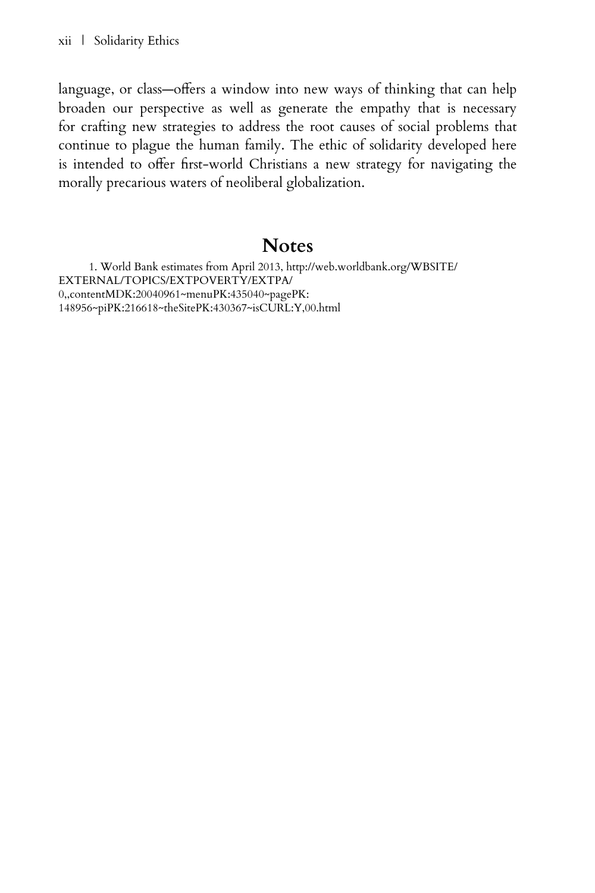language, or class—offers a window into new ways of thinking that can help broaden our perspective as well as generate the empathy that is necessary for crafting new strategies to address the root causes of social problems that continue to plague the human family. The ethic of solidarity developed here is intended to offer first-world Christians a new strategy for navigating the morally precarious waters of neoliberal globalization.

## Notes

1. World Bank estimates from April 2013, http://web.worldbank.org/WBSITE/EXTERNAL/TOPICS/EXTPOVERTY/EXTPA/0,,contentMDK:20040961~menuPK:435040~pagePK:148956~piPK:216618~theSitePK:430367~isCURL:Y,00.html